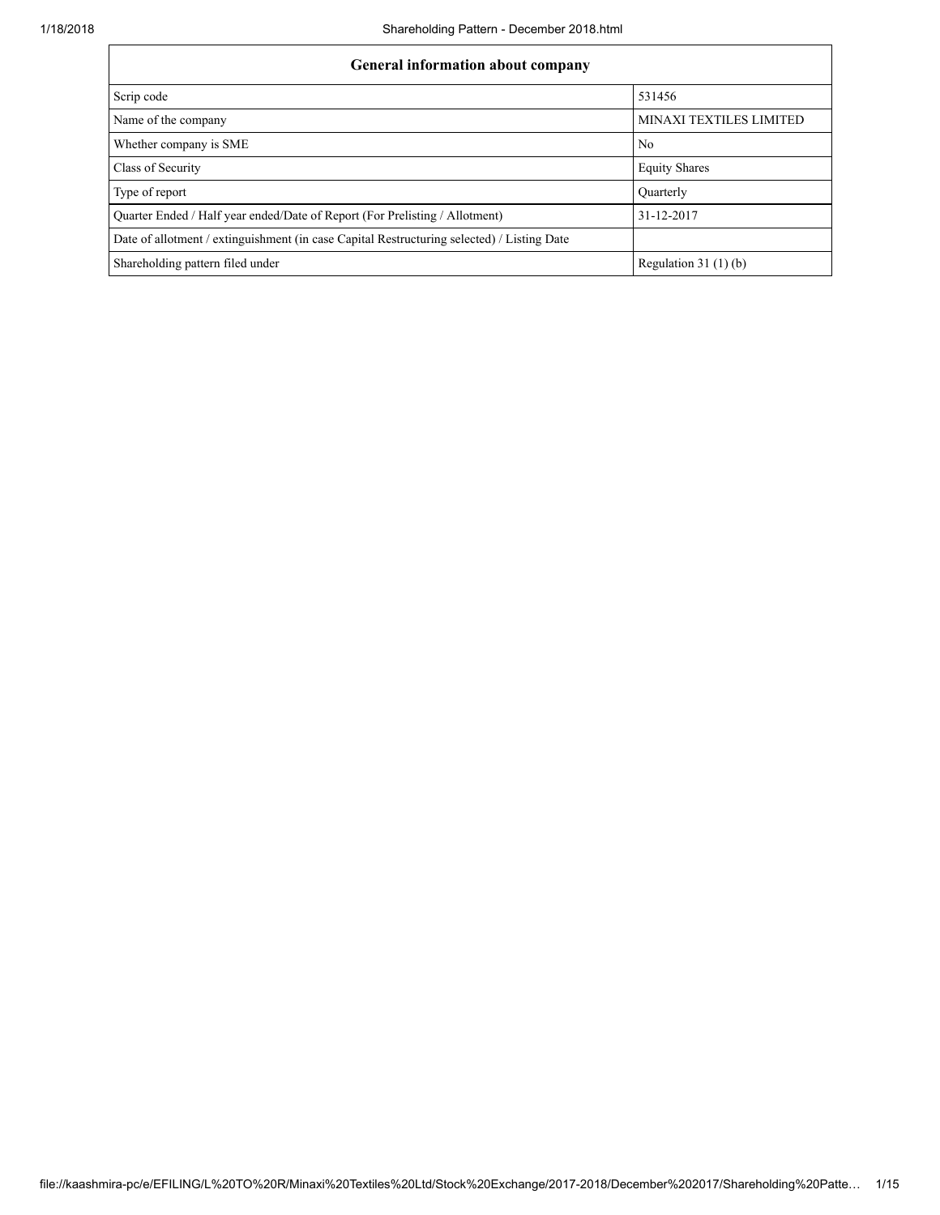| General information about company | |
| --- | --- |
| Scrip code | 531456 |
| Name of the company | MINAXI TEXTILES LIMITED |
| Whether company is SME | No |
| Class of Security | Equity Shares |
| Type of report | Quarterly |
| Quarter Ended / Half year ended/Date of Report (For Prelisting / Allotment) | 31-12-2017 |
| Date of allotment / extinguishment (in case Capital Restructuring selected) / Listing Date | |
| Shareholding pattern filed under | Regulation 31 (1) (b) |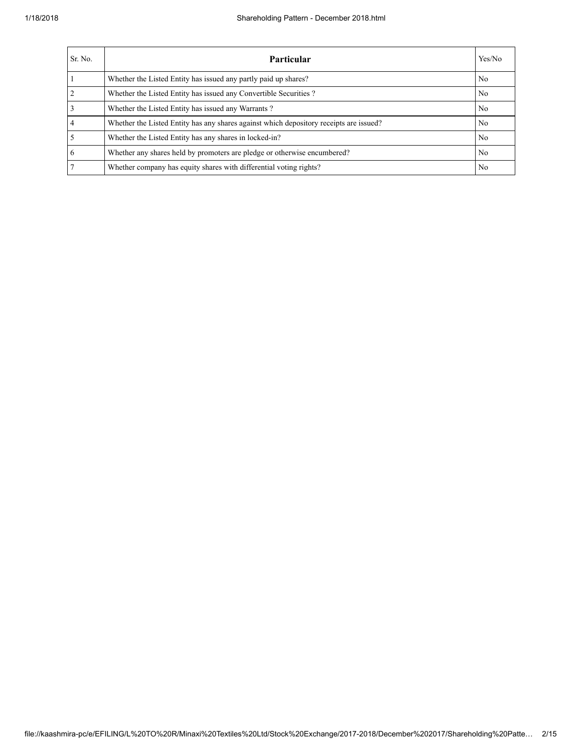| Sr. No. | Particular | Yes/No |
| --- | --- | --- |
| 1 | Whether the Listed Entity has issued any partly paid up shares? | No |
| 2 | Whether the Listed Entity has issued any Convertible Securities ? | No |
| 3 | Whether the Listed Entity has issued any Warrants ? | No |
| 4 | Whether the Listed Entity has any shares against which depository receipts are issued? | No |
| 5 | Whether the Listed Entity has any shares in locked-in? | No |
| 6 | Whether any shares held by promoters are pledge or otherwise encumbered? | No |
| 7 | Whether company has equity shares with differential voting rights? | No |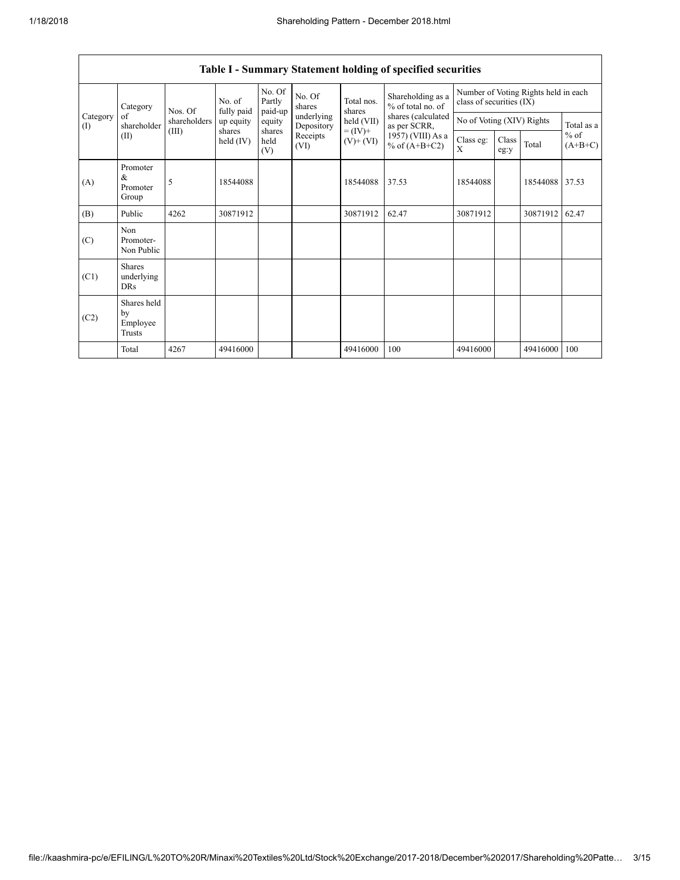| Table I - Summary Statement holding of specified securities | | | | | | | | | | | | |
|---|---|---|---|---|---|---|---|---|---|---|---|---|
| Category (I) | Category of shareholder (II) | Nos. Of shareholders (III) | No. of fully paid up equity shares held (IV) | No. Of Partly paid-up equity shares held (V) | No. Of shares underlying Depository Receipts (VI) | Total nos. shares held (VII) = (IV)+ (V)+ (VI) | Shareholding as a % of total no. of shares (calculated as per SCRR, 1957) (VIII) As a % of (A+B+C2) | Number of Voting Rights held in each class of securities (IX) | | | |
| | | | | | | | | No of Voting (XIV) Rights | | | Total as a % of (A+B+C) |
| | | | | | | | | Class eg: X | Class eg:y | Total | |
| (A) | Promoter & Promoter Group | 5 | 18544088 | | | 18544088 | 37.53 | 18544088 | | 18544088 | 37.53 |
| (B) | Public | 4262 | 30871912 | | | 30871912 | 62.47 | 30871912 | | 30871912 | 62.47 |
| (C) | Non Promoter- Non Public | | | | | | | | | | |
| (C1) | Shares underlying DRs | | | | | | | | | | |
| (C2) | Shares held by Employee Trusts | | | | | | | | | | |
| | Total | 4267 | 49416000 | | | 49416000 | 100 | 49416000 | | 49416000 | 100 |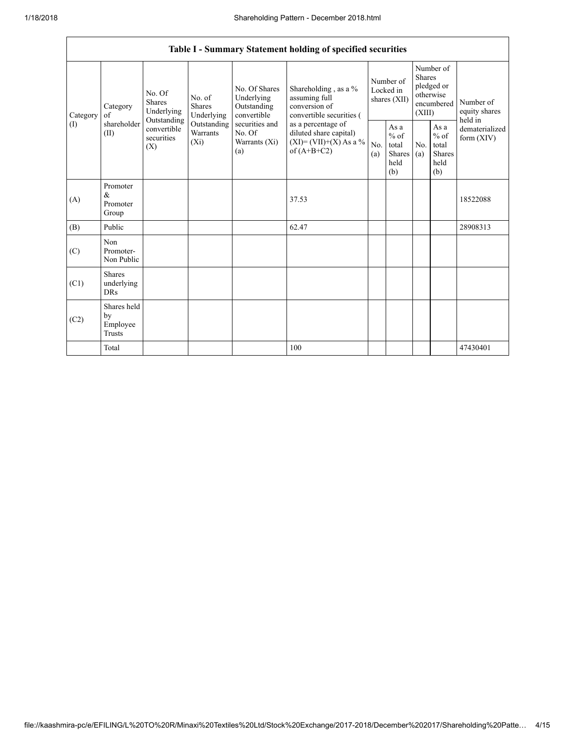| Table I - Summary Statement holding of specified securities | | | | | | | | | | | |
|---|---|---|---|---|---|---|---|---|---|---|---|
| Category (I) | Category of shareholder (II) | No. Of Shares Underlying Outstanding convertible securities (X) | No. of Shares Underlying Outstanding Warrants (Xi) | No. Of Shares Underlying Outstanding convertible securities and No. Of Warrants (Xi) (a) | Shareholding , as a % assuming full conversion of convertible securities ( as a percentage of diluted share capital) (XI)= (VII)+(X) As a % of (A+B+C2) | Number of Locked in shares (XII) | | Number of Shares pledged or otherwise encumbered (XIII) | | Number of equity shares held in dematerialized form (XIV) |
| | | | | | | No. (a) | As a % of total Shares held (b) | No. (a) | As a % of total Shares held (b) | |
| (A) | Promoter & Promoter Group | | | | 37.53 | | | | | 18522088 |
| (B) | Public | | | | 62.47 | | | | | 28908313 |
| (C) | Non Promoter- Non Public | | | | | | | | | |
| (C1) | Shares underlying DRs | | | | | | | | | |
| (C2) | Shares held by Employee Trusts | | | | | | | | | |
| | Total | | | | 100 | | | | | 47430401 |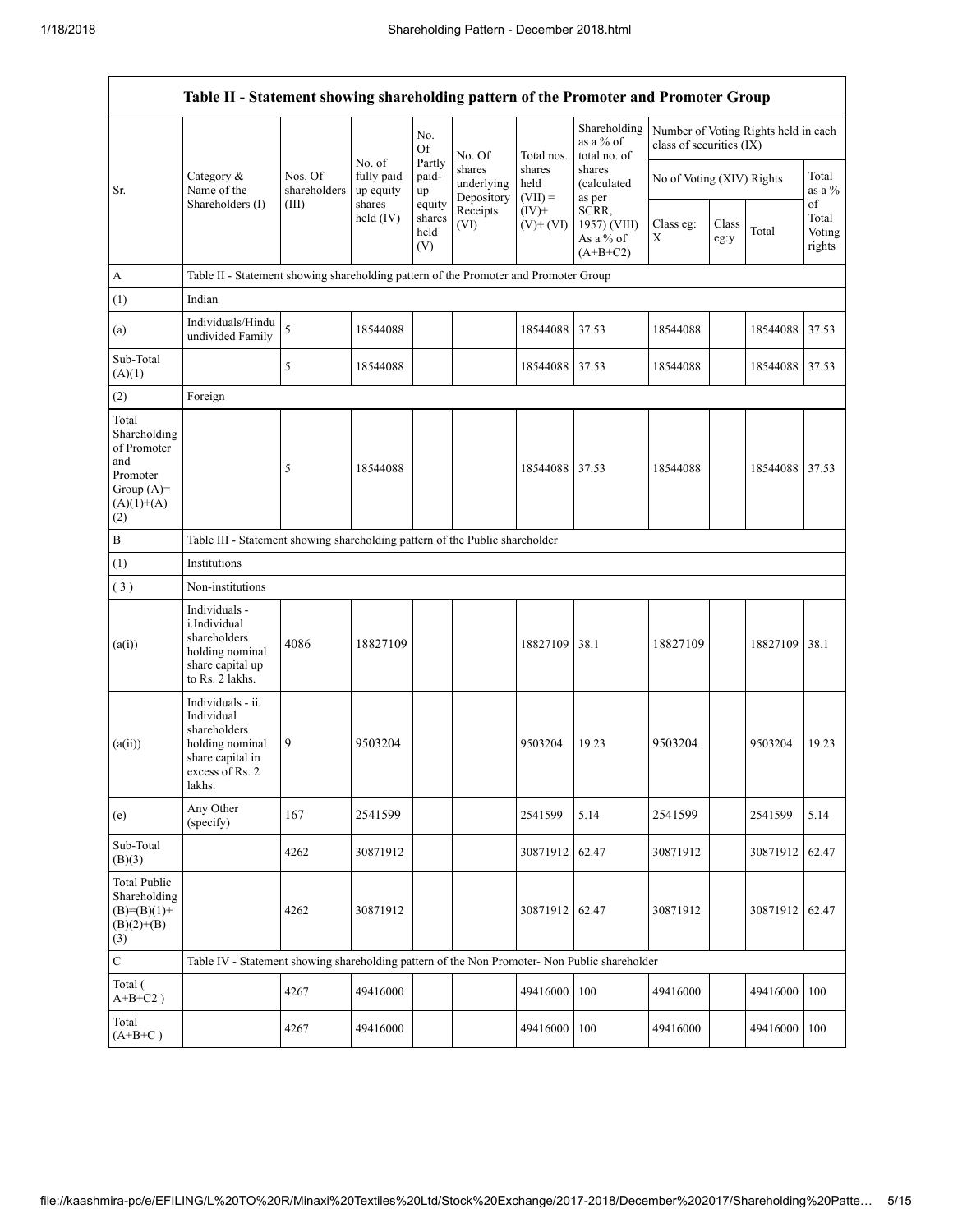| Table II - Statement showing shareholding pattern of the Promoter and Promoter Group | | | | | | | | | | | | |
|---|---|---|---|---|---|---|---|---|---|---|---|---|
| Sr. | Category & Name of the Shareholders (I) | Nos. Of shareholders (III) | No. of fully paid up equity shares held (IV) | No. Of Partly paid-up equity shares held (V) | No. Of shares underlying Depository Receipts (VI) | Total nos. shares held (VII) = (IV)+ (V)+ (VI) | Shareholding as a % of total no. of shares (calculated as per SCRR, 1957) (VIII) As a % of (A+B+C2) | Number of Voting Rights held in each class of securities (IX) | | | |
| | | | | | | | | No of Voting (XIV) Rights | | | Total as a % of Total Voting rights |
| | | | | | | | | Class eg: X | Class eg:y | Total | |
| A | Table II - Statement showing shareholding pattern of the Promoter and Promoter Group | | | | | | | | | | |
| (1) | Indian | | | | | | | | | | |
| (a) | Individuals/Hindu undivided Family | 5 | 18544088 | | | 18544088 | 37.53 | 18544088 | | 18544088 | 37.53 |
| Sub-Total (A)(1) | | 5 | 18544088 | | | 18544088 | 37.53 | 18544088 | | 18544088 | 37.53 |
| (2) | Foreign | | | | | | | | | | |
| Total Shareholding of Promoter and Promoter Group (A)=(A)(1)+(A)(2) | | 5 | 18544088 | | | 18544088 | 37.53 | 18544088 | | 18544088 | 37.53 |
| B | Table III - Statement showing shareholding pattern of the Public shareholder | | | | | | | | | | |
| (1) | Institutions | | | | | | | | | | |
| (3) | Non-institutions | | | | | | | | | | |
| (a(i)) | Individuals - i.Individual shareholders holding nominal share capital up to Rs. 2 lakhs. | 4086 | 18827109 | | | 18827109 | 38.1 | 18827109 | | 18827109 | 38.1 |
| (a(ii)) | Individuals - ii. Individual shareholders holding nominal share capital in excess of Rs. 2 lakhs. | 9 | 9503204 | | | 9503204 | 19.23 | 9503204 | | 9503204 | 19.23 |
| (e) | Any Other (specify) | 167 | 2541599 | | | 2541599 | 5.14 | 2541599 | | 2541599 | 5.14 |
| Sub-Total (B)(3) | | 4262 | 30871912 | | | 30871912 | 62.47 | 30871912 | | 30871912 | 62.47 |
| Total Public Shareholding (B)=(B)(1)+(B)(2)+(B)(3) | | 4262 | 30871912 | | | 30871912 | 62.47 | 30871912 | | 30871912 | 62.47 |
| C | Table IV - Statement showing shareholding pattern of the Non Promoter- Non Public shareholder | | | | | | | | | | |
| Total ( A+B+C2 ) | | 4267 | 49416000 | | | 49416000 | 100 | 49416000 | | 49416000 | 100 |
| Total (A+B+C ) | | 4267 | 49416000 | | | 49416000 | 100 | 49416000 | | 49416000 | 100 |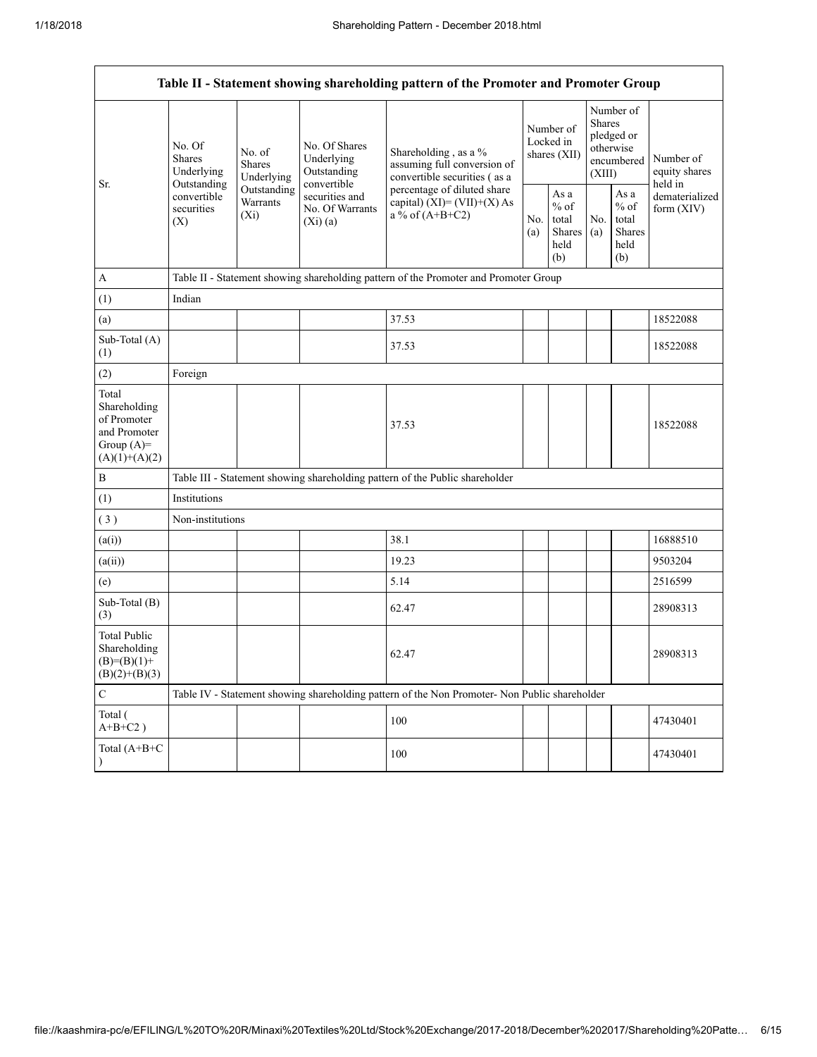| Table II - Statement showing shareholding pattern of the Promoter and Promoter Group | | | | | | | | | |
|---|---|---|---|---|---|---|---|---|---|
| Sr. | No. Of Shares Underlying Outstanding convertible securities (X) | No. of Shares Underlying Outstanding Warrants (Xi) | No. Of Shares Underlying Outstanding convertible securities and No. Of Warrants (Xi) (a) | Shareholding , as a % assuming full conversion of convertible securities ( as a percentage of diluted share capital) (XI)= (VII)+(X) As a % of (A+B+C2) | Number of Locked in shares (XII) | | Number of Shares pledged or otherwise encumbered (XIII) | | Number of equity shares held in dematerialized form (XIV) |
| | | | | | No. (a) | As a % of total Shares held (b) | No. (a) | As a % of total Shares held (b) | |
| A | Table II - Statement showing shareholding pattern of the Promoter and Promoter Group | | | | | | | | |
| (1) | Indian | | | | | | | | |
| (a) | | | | 37.53 | | | | | 18522088 |
| Sub-Total (A) (1) | | | | 37.53 | | | | | 18522088 |
| (2) | Foreign | | | | | | | | |
| Total Shareholding of Promoter and Promoter Group (A)= (A)(1)+(A)(2) | | | | 37.53 | | | | | 18522088 |
| B | Table III - Statement showing shareholding pattern of the Public shareholder | | | | | | | | |
| (1) | Institutions | | | | | | | | |
| ( 3 ) | Non-institutions | | | | | | | | |
| (a(i)) | | | | 38.1 | | | | | 16888510 |
| (a(ii)) | | | | 19.23 | | | | | 9503204 |
| (e) | | | | 5.14 | | | | | 2516599 |
| Sub-Total (B) (3) | | | | 62.47 | | | | | 28908313 |
| Total Public Shareholding (B)=(B)(1)+ (B)(2)+(B)(3) | | | | 62.47 | | | | | 28908313 |
| C | Table IV - Statement showing shareholding pattern of the Non Promoter- Non Public shareholder | | | | | | | | |
| Total ( A+B+C2 ) | | | | 100 | | | | | 47430401 |
| Total (A+B+C ) | | | | 100 | | | | | 47430401 |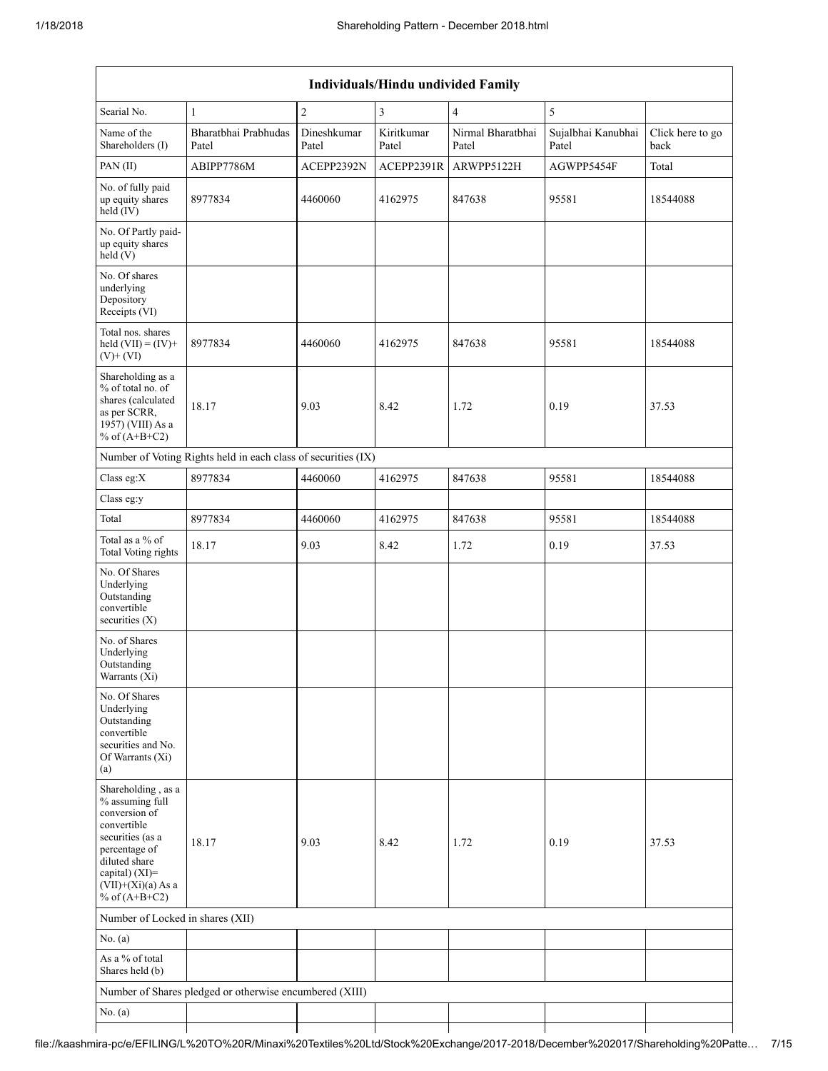| Individuals/Hindu undivided Family | | | | | | |
|---|---|---|---|---|---|---|
| Searial No. | 1 | 2 | 3 | 4 | 5 | |
| Name of the Shareholders (I) | Bharatbhai Prabhudas Patel | Dineshkumar Patel | Kiritkumar Patel | Nirmal Bharatbhai Patel | Sujalbhai Kanubhai Patel | Click here to go back |
| PAN (II) | ABIPP7786M | ACEPP2392N | ACEPP2391R | ARWPP5122H | AGWPP5454F | Total |
| No. of fully paid up equity shares held (IV) | 8977834 | 4460060 | 4162975 | 847638 | 95581 | 18544088 |
| No. Of Partly paid-up equity shares held (V) | | | | | | |
| No. Of shares underlying Depository Receipts (VI) | | | | | | |
| Total nos. shares held (VII) = (IV)+ (V)+ (VI) | 8977834 | 4460060 | 4162975 | 847638 | 95581 | 18544088 |
| Shareholding as a % of total no. of shares (calculated as per SCRR, 1957) (VIII) As a % of (A+B+C2) | 18.17 | 9.03 | 8.42 | 1.72 | 0.19 | 37.53 |
| Number of Voting Rights held in each class of securities (IX) | | | | | | |
| Class eg:X | 8977834 | 4460060 | 4162975 | 847638 | 95581 | 18544088 |
| Class eg:y | | | | | | |
| Total | 8977834 | 4460060 | 4162975 | 847638 | 95581 | 18544088 |
| Total as a % of Total Voting rights | 18.17 | 9.03 | 8.42 | 1.72 | 0.19 | 37.53 |
| No. Of Shares Underlying Outstanding convertible securities (X) | | | | | | |
| No. of Shares Underlying Outstanding Warrants (Xi) | | | | | | |
| No. Of Shares Underlying Outstanding convertible securities and No. Of Warrants (Xi) (a) | | | | | | |
| Shareholding , as a % assuming full conversion of convertible securities (as a percentage of diluted share capital) (XI)= (VII)+(Xi)(a) As a % of (A+B+C2) | 18.17 | 9.03 | 8.42 | 1.72 | 0.19 | 37.53 |
| Number of Locked in shares (XII) | | | | | | |
| No. (a) | | | | | | |
| As a % of total Shares held (b) | | | | | | |
| Number of Shares pledged or otherwise encumbered (XIII) | | | | | | |
| No. (a) | | | | | | |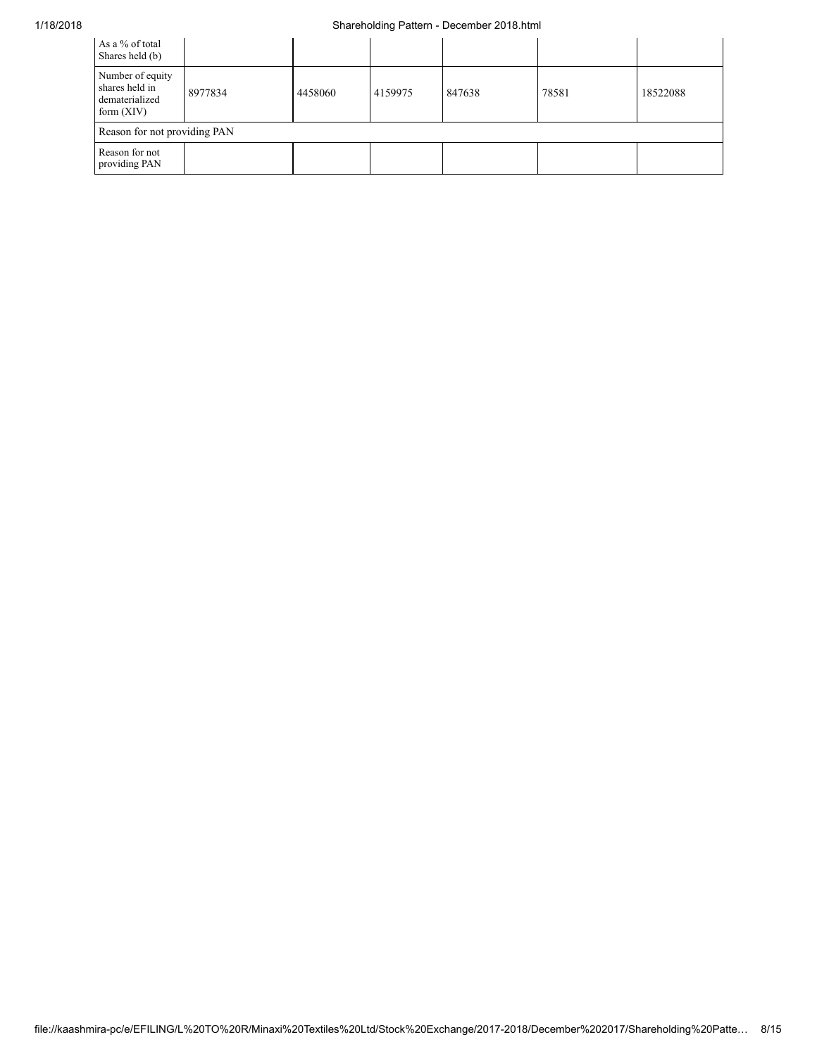| | | | | | | |
|---|---|---|---|---|---|---|
| As a % of total Shares held (b) | | | | | | |
| Number of equity shares held in dematerialized form (XIV) | 8977834 | 4458060 | 4159975 | 847638 | 78581 | 18522088 |
| Reason for not providing PAN | | | | | | |
| Reason for not providing PAN | | | | | | |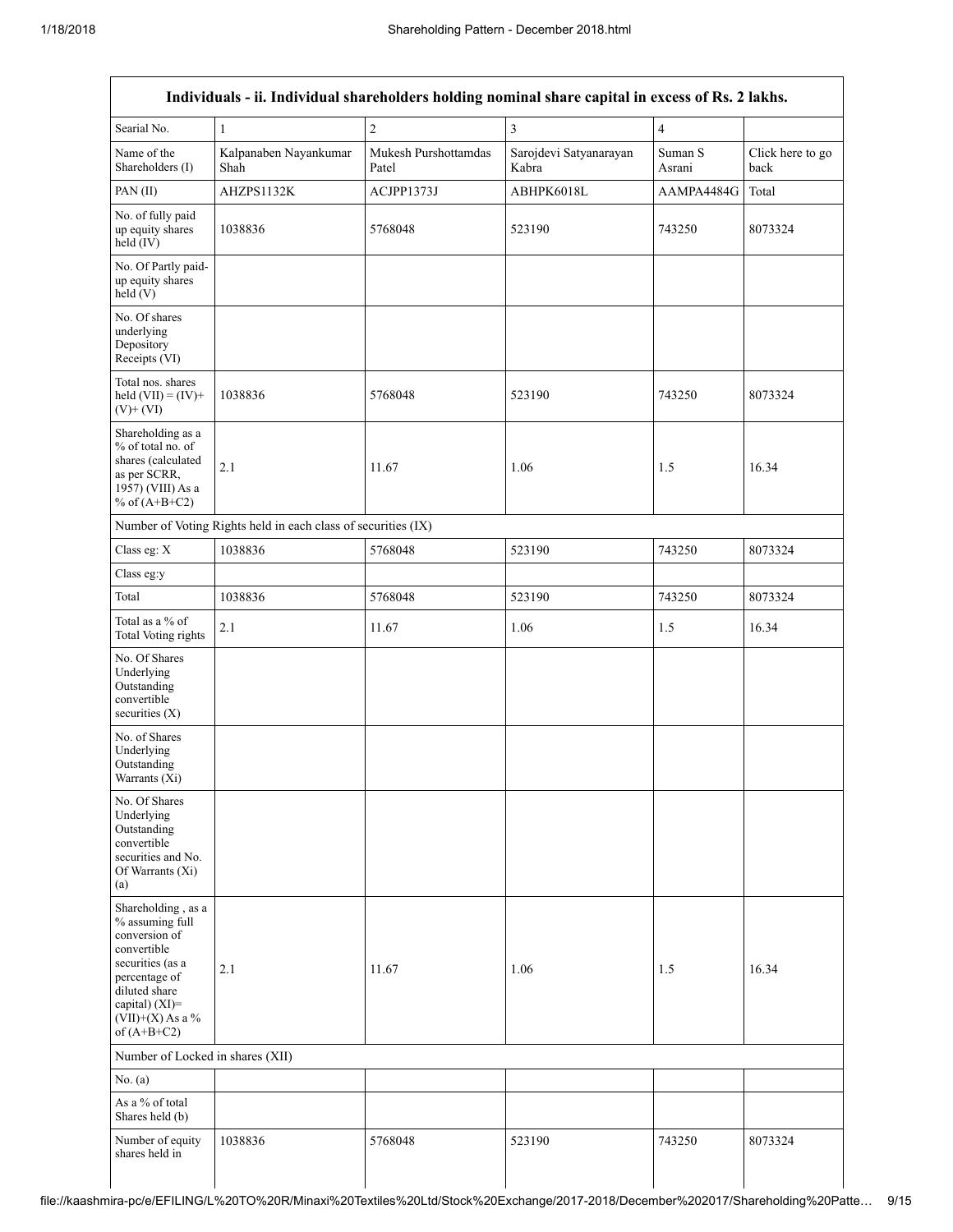| Individuals - ii. Individual shareholders holding nominal share capital in excess of Rs. 2 lakhs. | | | | | |
|---|---|---|---|---|---|
| Searial No. | 1 | 2 | 3 | 4 | |
| Name of the Shareholders (I) | Kalpanaben Nayankumar Shah | Mukesh Purshottamdas Patel | Sarojdevi Satyanarayan Kabra | Suman S Asrani | Click here to go back |
| PAN (II) | AHZPS1132K | ACJPP1373J | ABHPK6018L | AAMPA4484G | Total |
| No. of fully paid up equity shares held (IV) | 1038836 | 5768048 | 523190 | 743250 | 8073324 |
| No. Of Partly paid-up equity shares held (V) | | | | | |
| No. Of shares underlying Depository Receipts (VI) | | | | | |
| Total nos. shares held (VII) = (IV)+(V)+ (VI) | 1038836 | 5768048 | 523190 | 743250 | 8073324 |
| Shareholding as a % of total no. of shares (calculated as per SCRR, 1957) (VIII) As a % of (A+B+C2) | 2.1 | 11.67 | 1.06 | 1.5 | 16.34 |
| Number of Voting Rights held in each class of securities (IX) | | | | | |
| Class eg: X | 1038836 | 5768048 | 523190 | 743250 | 8073324 |
| Class eg:y | | | | | |
| Total | 1038836 | 5768048 | 523190 | 743250 | 8073324 |
| Total as a % of Total Voting rights | 2.1 | 11.67 | 1.06 | 1.5 | 16.34 |
| No. Of Shares Underlying Outstanding convertible securities (X) | | | | | |
| No. of Shares Underlying Outstanding Warrants (Xi) | | | | | |
| No. Of Shares Underlying Outstanding convertible securities and No. Of Warrants (Xi) (a) | | | | | |
| Shareholding , as a % assuming full conversion of convertible securities (as a percentage of diluted share capital) (XI)= (VII)+(X) As a % of (A+B+C2) | 2.1 | 11.67 | 1.06 | 1.5 | 16.34 |
| Number of Locked in shares (XII) | | | | | |
| No. (a) | | | | | |
| As a % of total Shares held (b) | | | | | |
| Number of equity shares held in | 1038836 | 5768048 | 523190 | 743250 | 8073324 |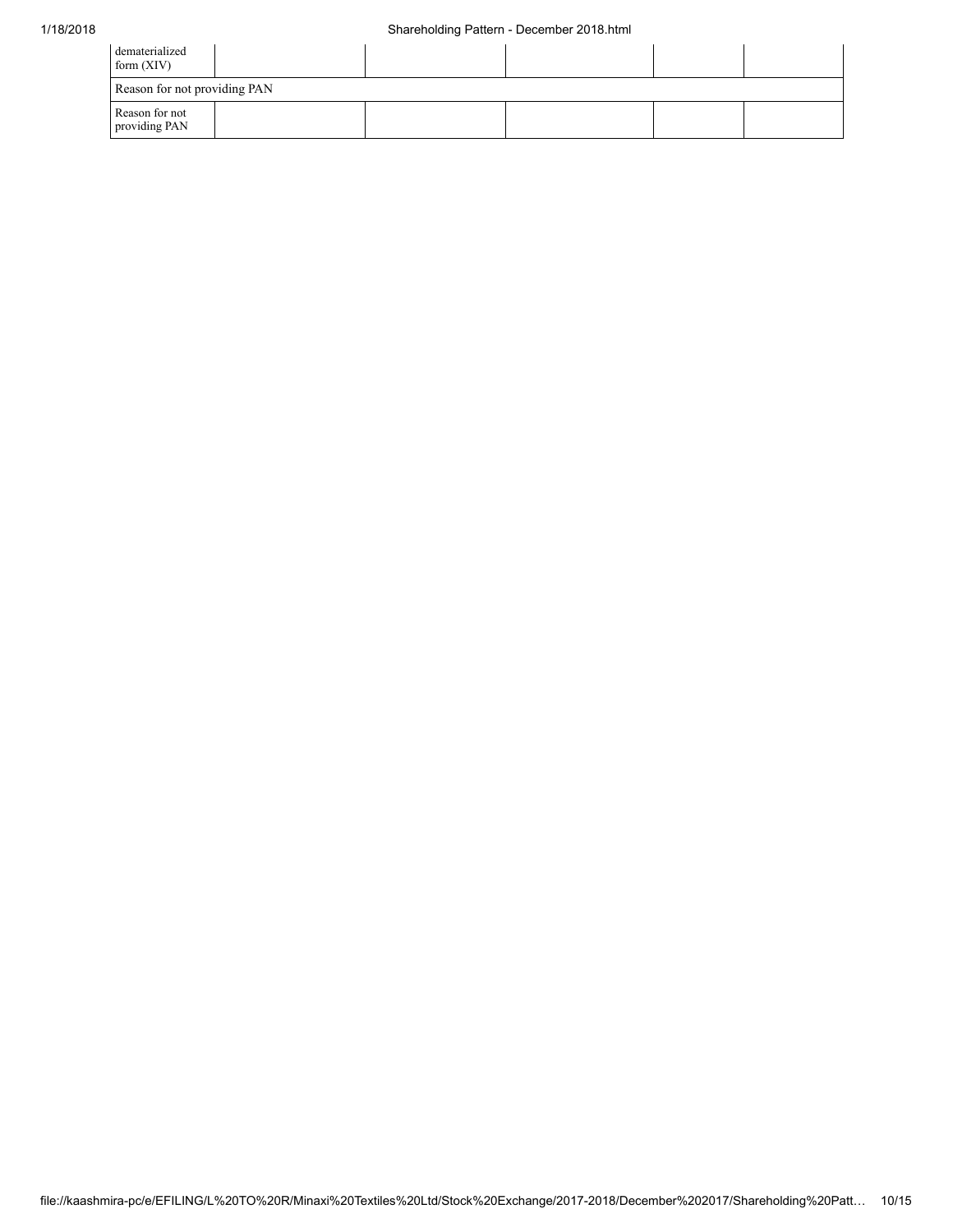| | | | | | |
|---|---|---|---|---|---|
| dematerialized form (XIV) | | | | | |
| Reason for not providing PAN | | | | | |
| Reason for not providing PAN | | | | | |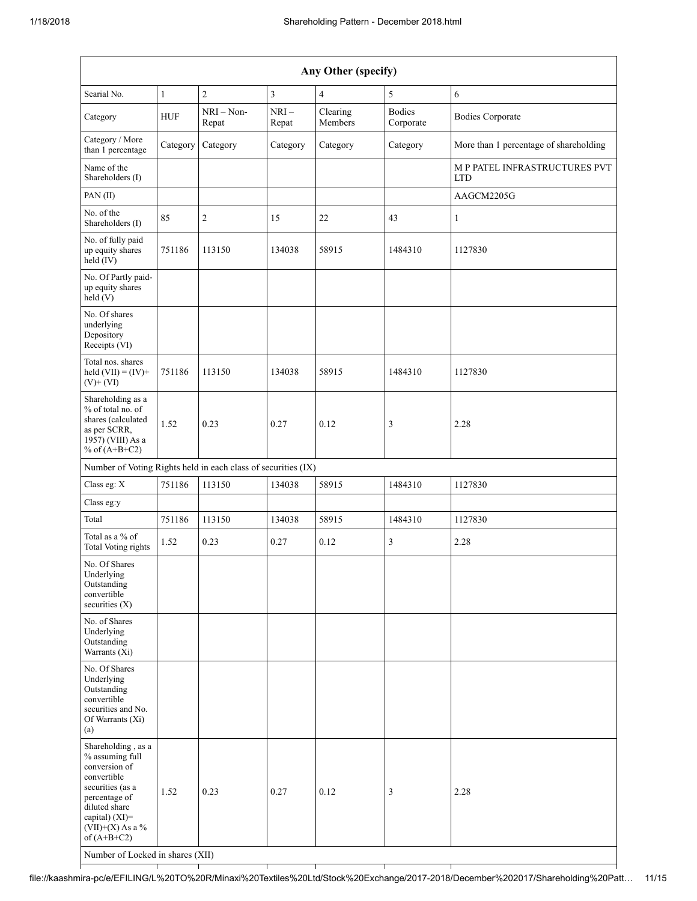| Any Other (specify) | | | | | | |
|---|---|---|---|---|---|---|
| Searial No. | 1 | 2 | 3 | 4 | 5 | 6 |
| Category | HUF | NRI – Non-Repat | NRI – Repat | Clearing Members | Bodies Corporate | Bodies Corporate |
| Category / More than 1 percentage | Category | Category | Category | Category | Category | More than 1 percentage of shareholding |
| Name of the Shareholders (I) | | | | | | M P PATEL INFRASTRUCTURES PVT LTD |
| PAN (II) | | | | | | AAGCM2205G |
| No. of the Shareholders (I) | 85 | 2 | 15 | 22 | 43 | 1 |
| No. of fully paid up equity shares held (IV) | 751186 | 113150 | 134038 | 58915 | 1484310 | 1127830 |
| No. Of Partly paid-up equity shares held (V) | | | | | | |
| No. Of shares underlying Depository Receipts (VI) | | | | | | |
| Total nos. shares held (VII) = (IV)+ (V)+ (VI) | 751186 | 113150 | 134038 | 58915 | 1484310 | 1127830 |
| Shareholding as a % of total no. of shares (calculated as per SCRR, 1957) (VIII) As a % of (A+B+C2) | 1.52 | 0.23 | 0.27 | 0.12 | 3 | 2.28 |
| Number of Voting Rights held in each class of securities (IX) | | | | | | |
| Class eg: X | 751186 | 113150 | 134038 | 58915 | 1484310 | 1127830 |
| Class eg:y | | | | | | |
| Total | 751186 | 113150 | 134038 | 58915 | 1484310 | 1127830 |
| Total as a % of Total Voting rights | 1.52 | 0.23 | 0.27 | 0.12 | 3 | 2.28 |
| No. Of Shares Underlying Outstanding convertible securities (X) | | | | | | |
| No. of Shares Underlying Outstanding Warrants (Xi) | | | | | | |
| No. Of Shares Underlying Outstanding convertible securities and No. Of Warrants (Xi) (a) | | | | | | |
| Shareholding , as a % assuming full conversion of convertible securities (as a percentage of diluted share capital) (XI)= (VII)+(X) As a % of (A+B+C2) | 1.52 | 0.23 | 0.27 | 0.12 | 3 | 2.28 |
| Number of Locked in shares (XII) | | | | | | |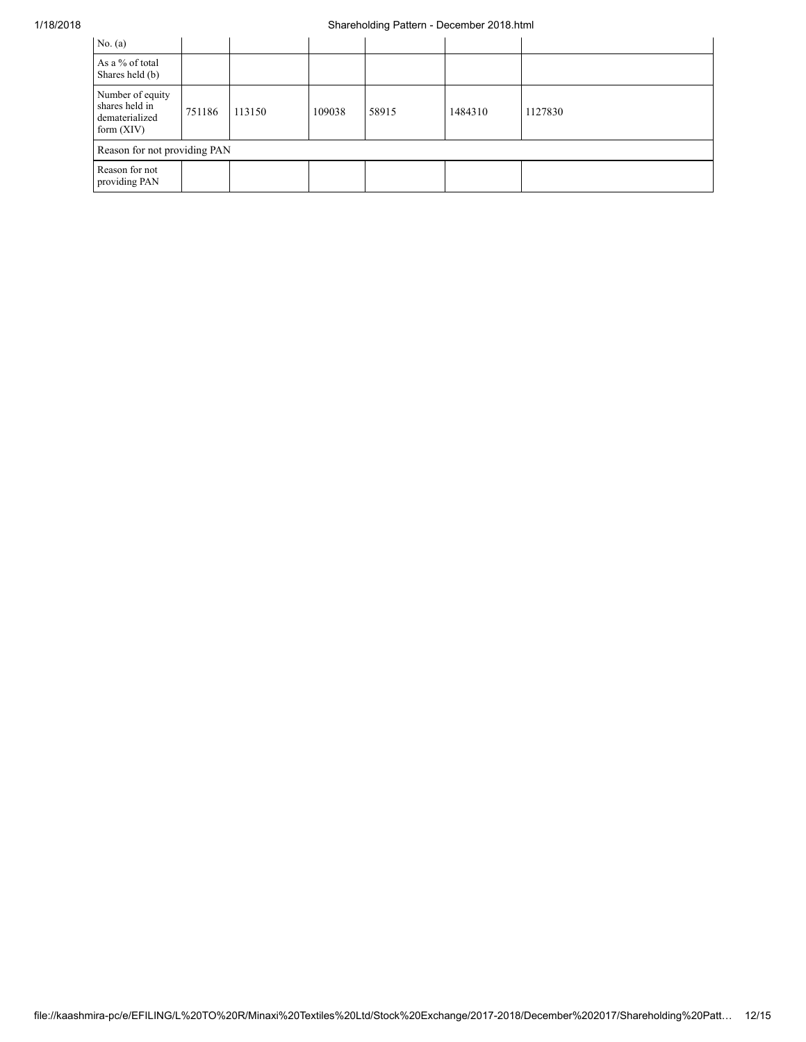| | | | | | | |
|---|---|---|---|---|---|---|
| No. (a) | | | | | | |
| As a % of total Shares held (b) | | | | | | |
| Number of equity shares held in dematerialized form (XIV) | 751186 | 113150 | 109038 | 58915 | 1484310 | 1127830 |
| Reason for not providing PAN | | | | | | |
| Reason for not providing PAN | | | | | | |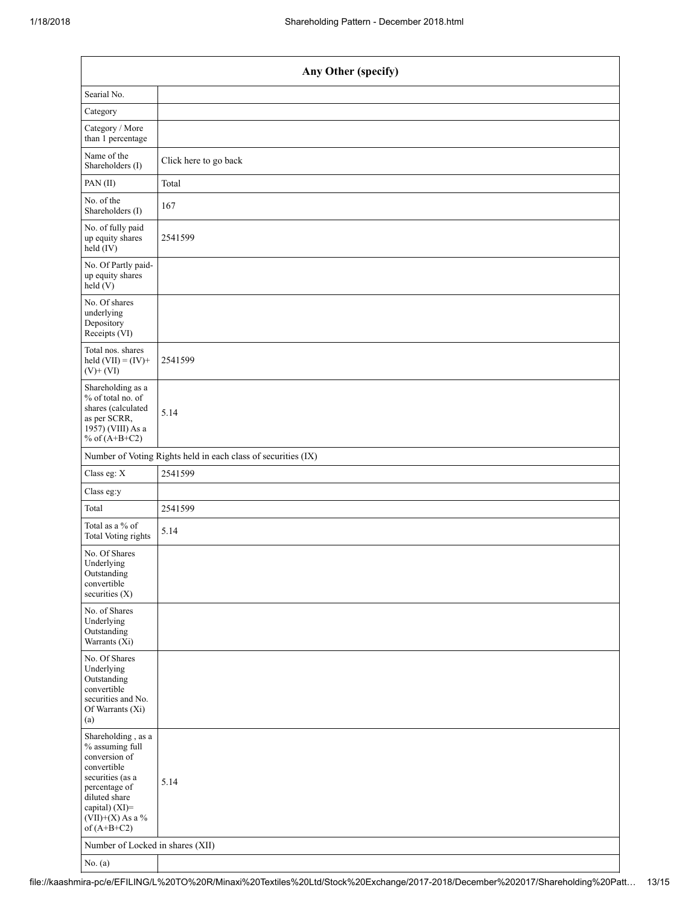| Any Other (specify) | |
|---|---|
| Searial No. | |
| Category | |
| Category / More than 1 percentage | |
| Name of the Shareholders (I) | Click here to go back |
| PAN (II) | Total |
| No. of the Shareholders (I) | 167 |
| No. of fully paid up equity shares held (IV) | 2541599 |
| No. Of Partly paid-up equity shares held (V) | |
| No. Of shares underlying Depository Receipts (VI) | |
| Total nos. shares held (VII) = (IV)+ (V)+ (VI) | 2541599 |
| Shareholding as a % of total no. of shares (calculated as per SCRR, 1957) (VIII) As a % of (A+B+C2) | 5.14 |
| Number of Voting Rights held in each class of securities (IX) | |
| Class eg: X | 2541599 |
| Class eg:y | |
| Total | 2541599 |
| Total as a % of Total Voting rights | 5.14 |
| No. Of Shares Underlying Outstanding convertible securities (X) | |
| No. of Shares Underlying Outstanding Warrants (Xi) | |
| No. Of Shares Underlying Outstanding convertible securities and No. Of Warrants (Xi) (a) | |
| Shareholding , as a % assuming full conversion of convertible securities (as a percentage of diluted share capital) (XI)= (VII)+(X) As a % of (A+B+C2) | 5.14 |
| Number of Locked in shares (XII) | |
| No. (a) | |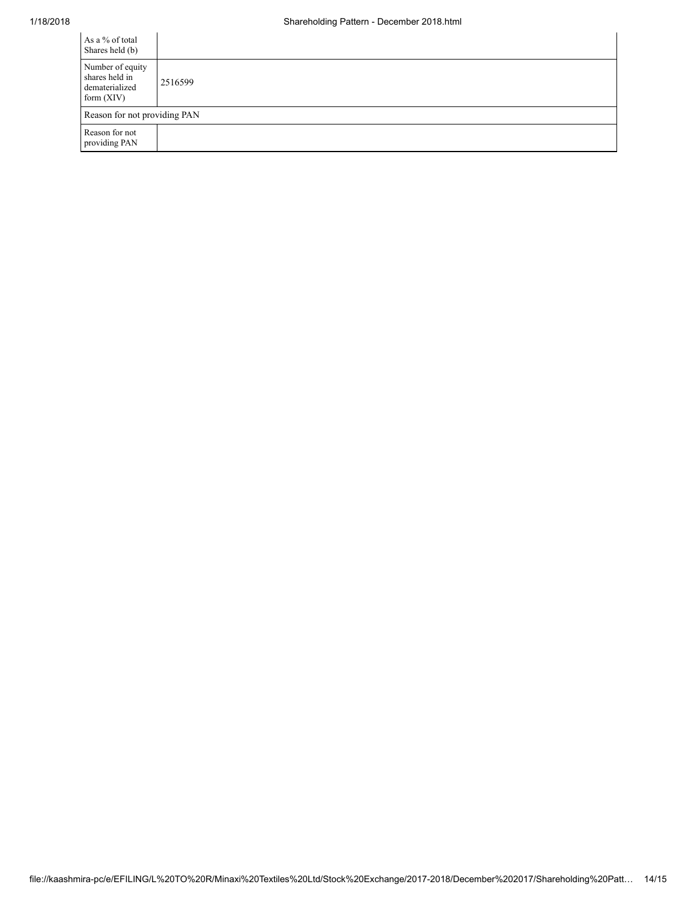| | |
|---|---|
| As a % of total Shares held (b) | |
| Number of equity shares held in dematerialized form (XIV) | 2516599 |
| Reason for not providing PAN | |
| Reason for not providing PAN | |